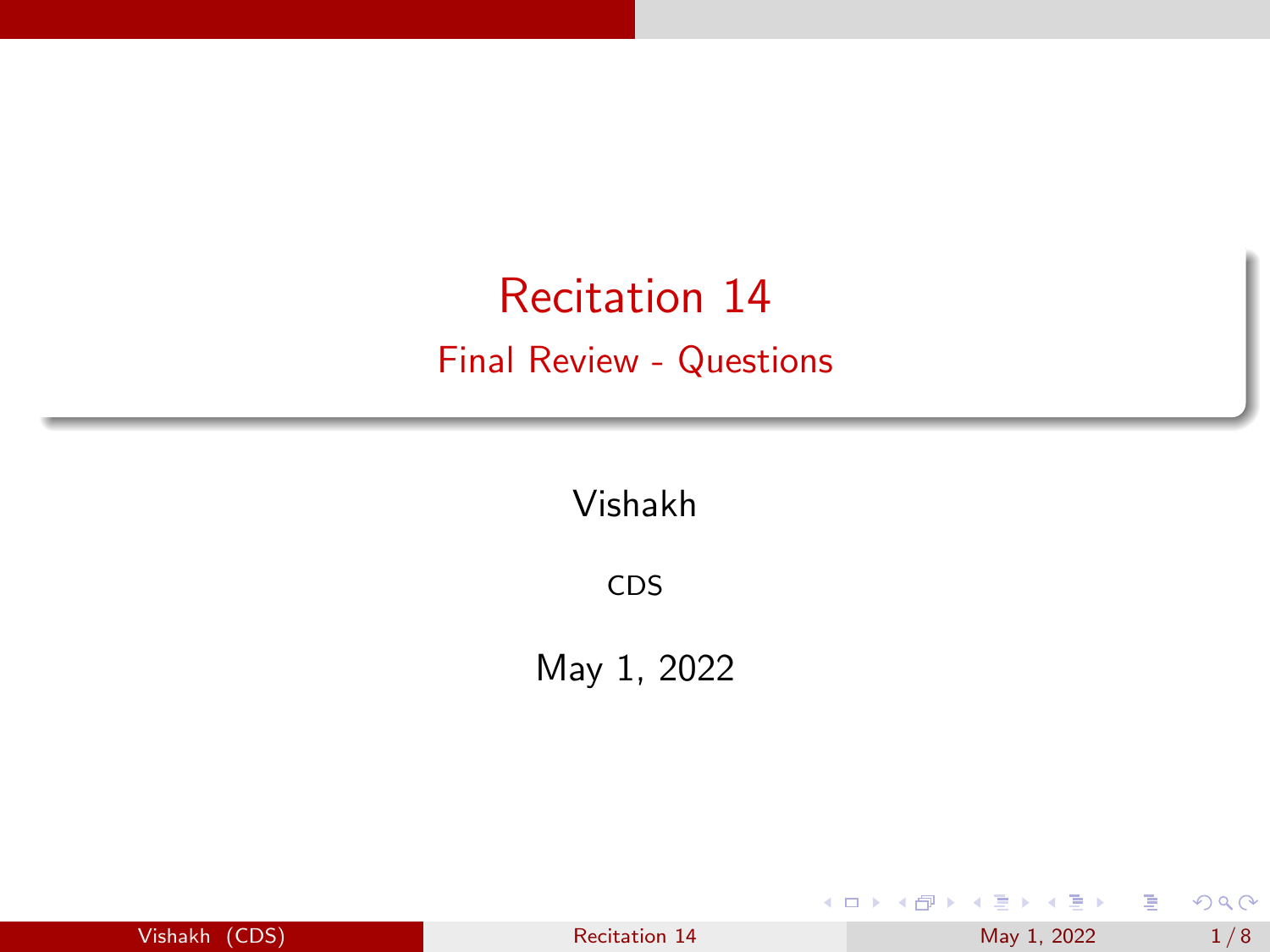# Recitation 14

## Final Review - Questions

Vishakh

CDS

May 1, 2022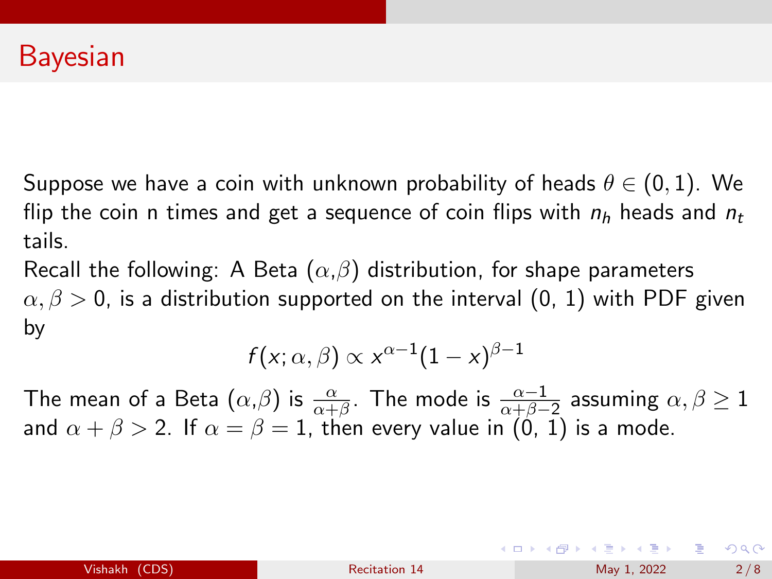# Bayesian

Suppose we have a coin with unknown probability of heads $\theta \in (0, 1)$. We flip the coin n times and get a sequence of coin flips with $n_h$ heads and $n_t$ tails.

Recall the following: A Beta $(\alpha,\beta)$ distribution, for shape parameters $\alpha, \beta > 0$, is a distribution supported on the interval (0, 1) with PDF given by

$$f(x; \alpha, \beta) \propto x^{\alpha-1}(1-x)^{\beta-1}$$

The mean of a Beta $(\alpha,\beta)$ is $\frac{\alpha}{\alpha+\beta}$. The mode is $\frac{\alpha-1}{\alpha+\beta-2}$ assuming $\alpha, \beta \geq 1$ and $\alpha + \beta > 2$. If $\alpha = \beta = 1$, then every value in (0, 1) is a mode.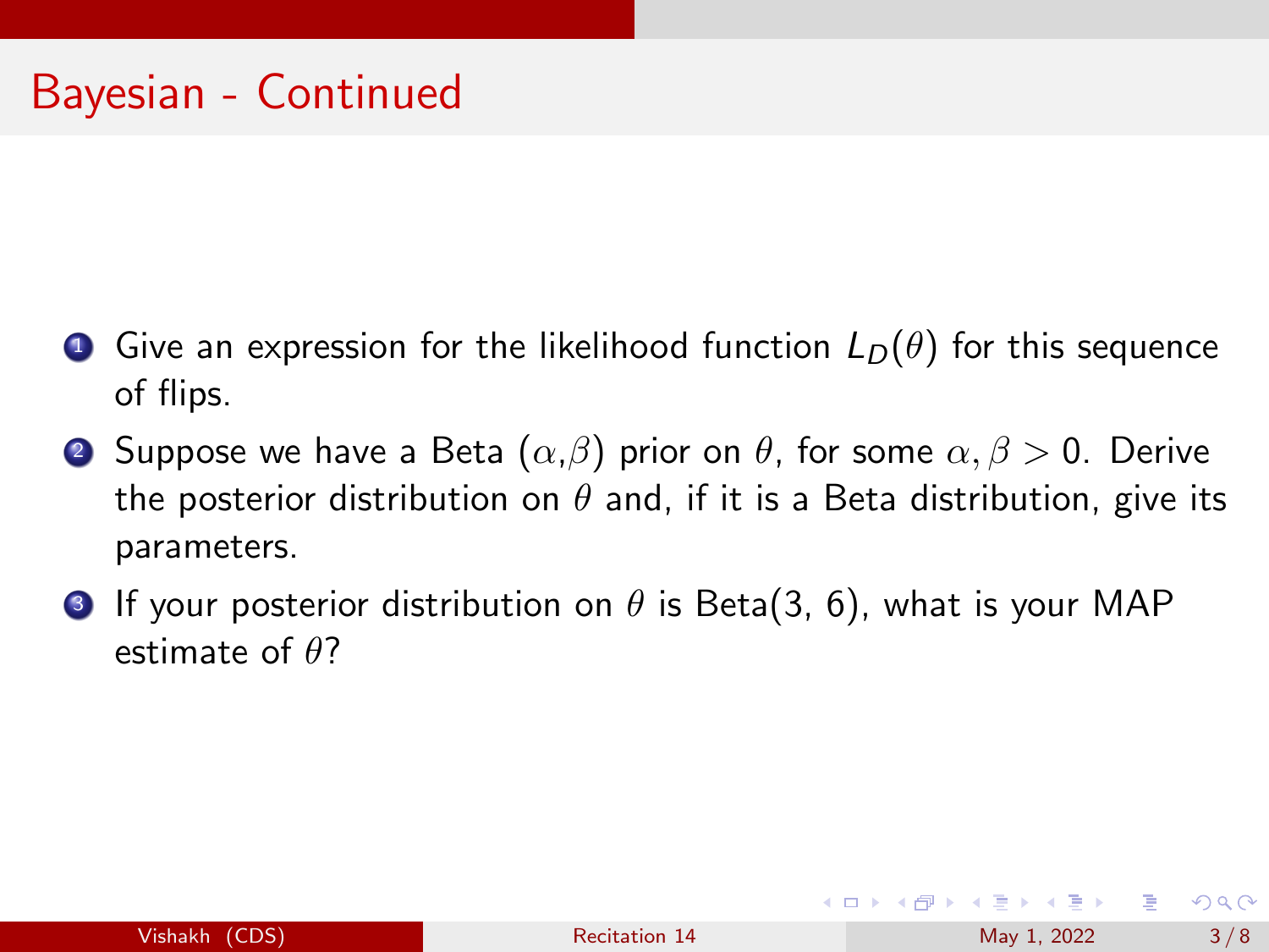# Bayesian - Continued

1. Give an expression for the likelihood function $L_D(\theta)$ for this sequence of flips.
2. Suppose we have a Beta $(\alpha,\beta)$ prior on $\theta$, for some $\alpha, \beta > 0$. Derive the posterior distribution on $\theta$ and, if it is a Beta distribution, give its parameters.
3. If your posterior distribution on $\theta$ is Beta(3, 6), what is your MAP estimate of $\theta$?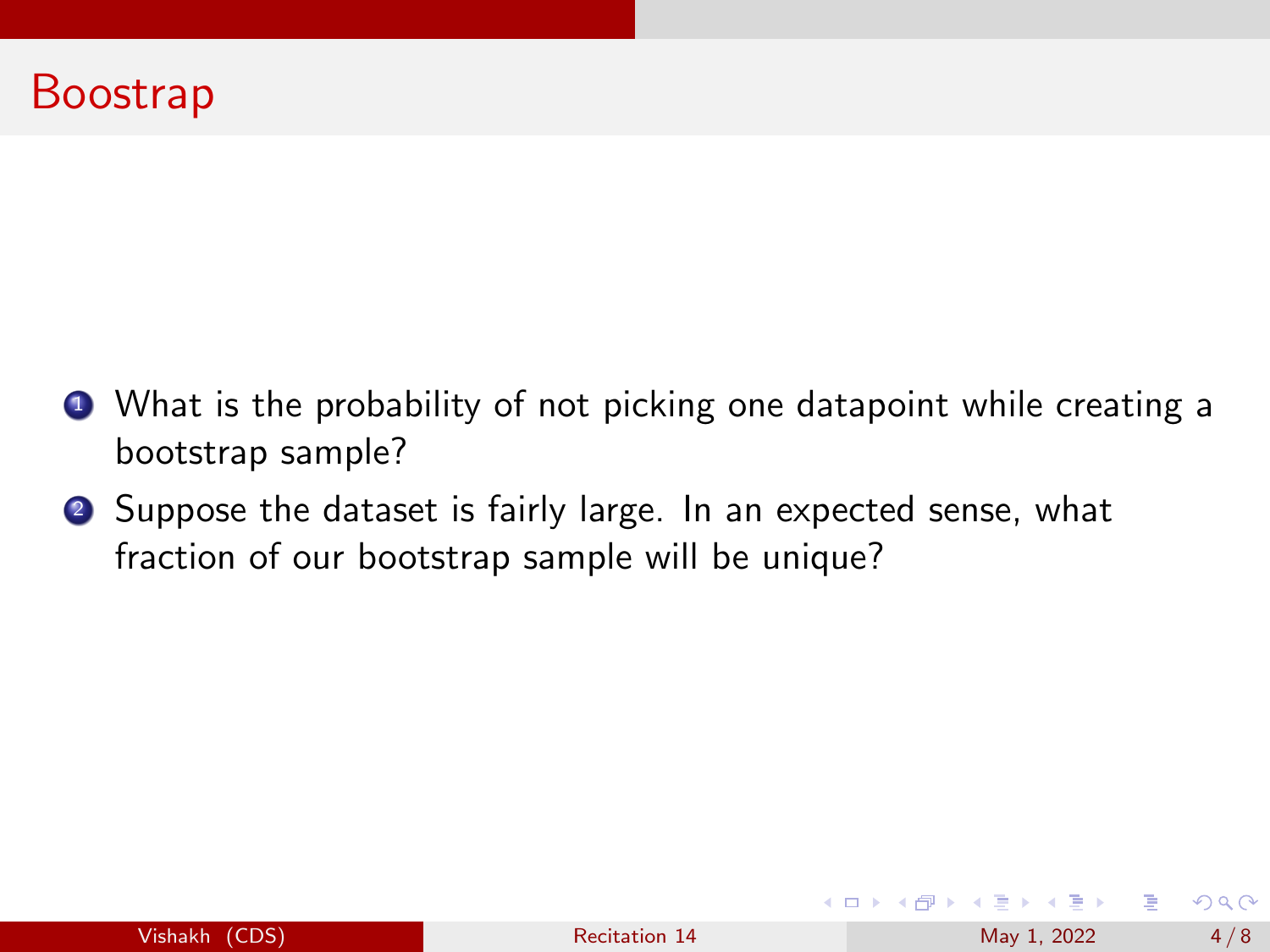# Boostrap

1. What is the probability of not picking one datapoint while creating a bootstrap sample?
2. Suppose the dataset is fairly large. In an expected sense, what fraction of our bootstrap sample will be unique?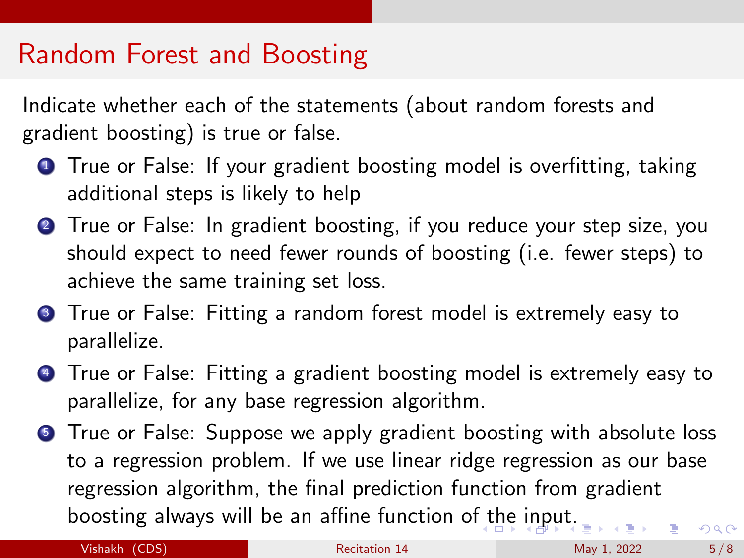# Random Forest and Boosting

Indicate whether each of the statements (about random forests and gradient boosting) is true or false.

1. True or False: If your gradient boosting model is overfitting, taking additional steps is likely to help
2. True or False: In gradient boosting, if you reduce your step size, you should expect to need fewer rounds of boosting (i.e. fewer steps) to achieve the same training set loss.
3. True or False: Fitting a random forest model is extremely easy to parallelize.
4. True or False: Fitting a gradient boosting model is extremely easy to parallelize, for any base regression algorithm.
5. True or False: Suppose we apply gradient boosting with absolute loss to a regression problem. If we use linear ridge regression as our base regression algorithm, the final prediction function from gradient boosting always will be an affine function of the input.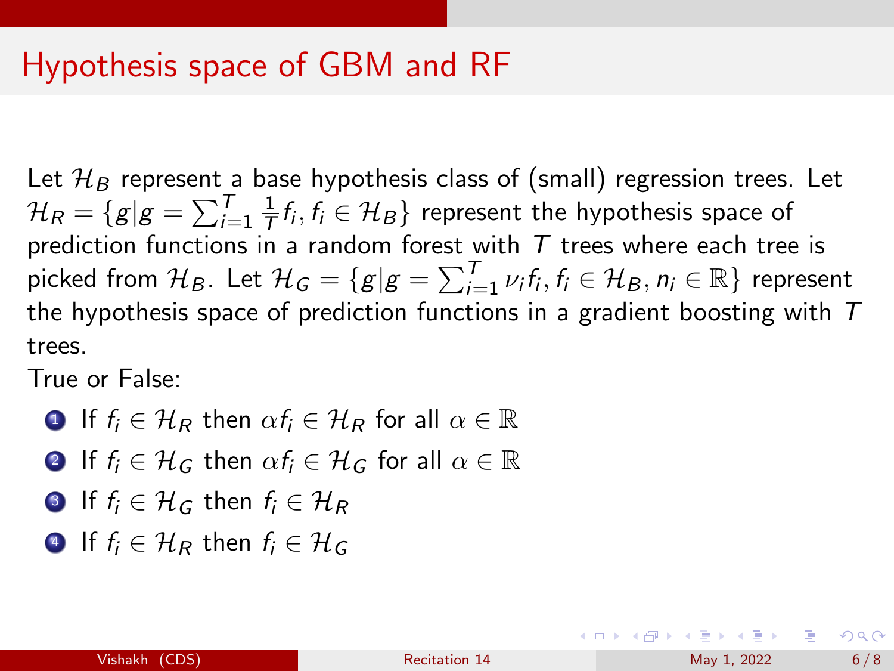# Hypothesis space of GBM and RF

Let $\mathcal{H}_B$ represent a base hypothesis class of (small) regression trees. Let $\mathcal{H}_R = \{g | g = \sum_{i=1}^{T} \frac{1}{T} f_i, f_i \in \mathcal{H}_B\}$ represent the hypothesis space of prediction functions in a random forest with $T$ trees where each tree is picked from $\mathcal{H}_B$. Let $\mathcal{H}_G = \{g | g = \sum_{i=1}^{T} \nu_i f_i, f_i \in \mathcal{H}_B, n_i \in \mathbb{R}\}$ represent the hypothesis space of prediction functions in a gradient boosting with $T$ trees.

True or False:

1. If $f_i \in \mathcal{H}_R$ then $\alpha f_i \in \mathcal{H}_R$ for all $\alpha \in \mathbb{R}$
2. If $f_i \in \mathcal{H}_G$ then $\alpha f_i \in \mathcal{H}_G$ for all $\alpha \in \mathbb{R}$
3. If $f_i \in \mathcal{H}_G$ then $f_i \in \mathcal{H}_R$
4. If $f_i \in \mathcal{H}_R$ then $f_i \in \mathcal{H}_G$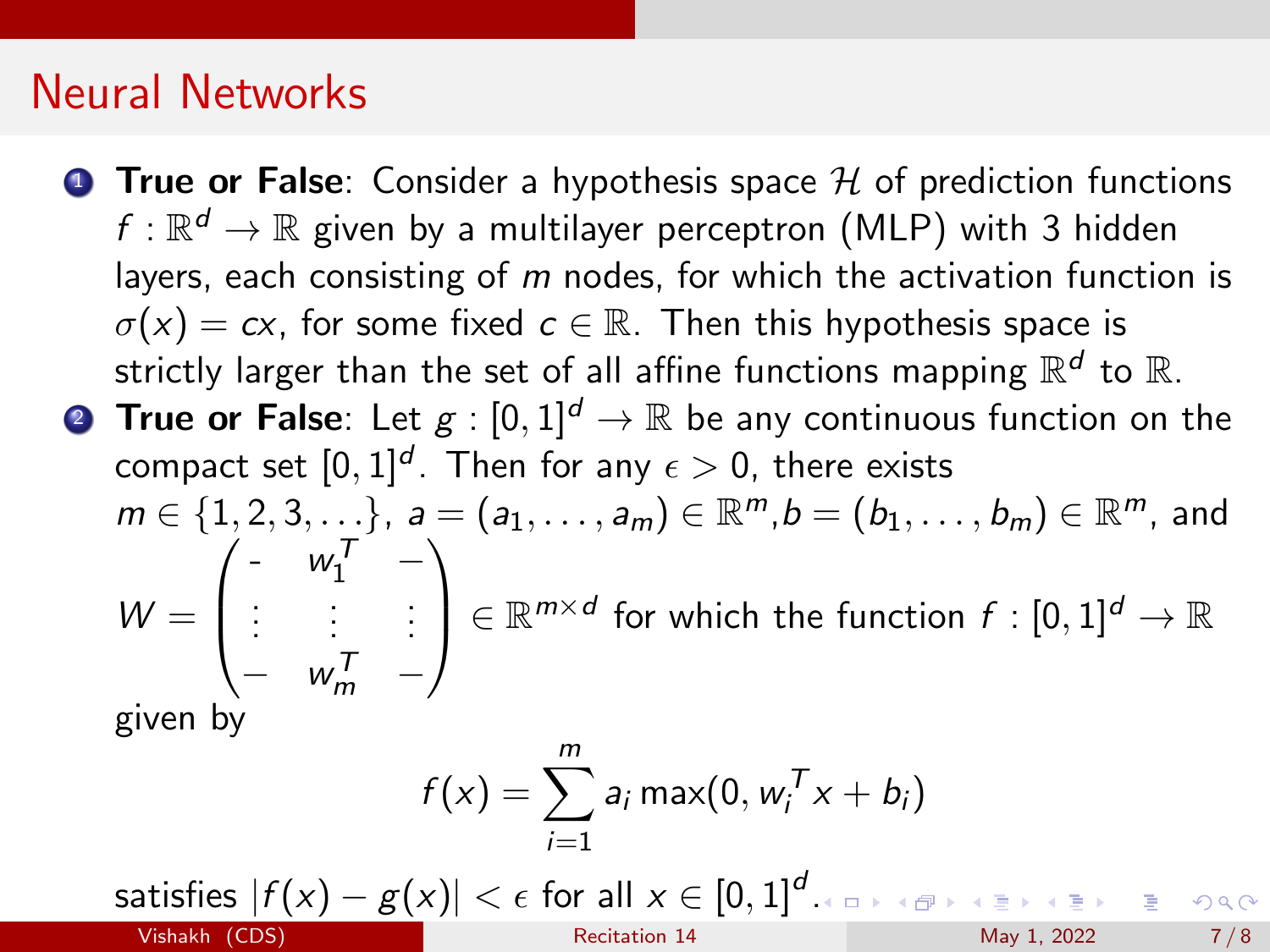# Neural Networks

1. **True or False**: Consider a hypothesis space $\mathcal{H}$ of prediction functions $f : \mathbb{R}^d \to \mathbb{R}$ given by a multilayer perceptron (MLP) with 3 hidden layers, each consisting of $m$ nodes, for which the activation function is $\sigma(x) = cx$, for some fixed $c \in \mathbb{R}$. Then this hypothesis space is strictly larger than the set of all affine functions mapping $\mathbb{R}^d$ to $\mathbb{R}$.

2. **True or False**: Let $g : [0,1]^d \to \mathbb{R}$ be any continuous function on the compact set $[0,1]^d$. Then for any $\epsilon > 0$, there exists $m \in \{1, 2, 3, \ldots\}$, $a = (a_1, \ldots, a_m) \in \mathbb{R}^m$, $b = (b_1, \ldots, b_m) \in \mathbb{R}^m$, and $W = \begin{pmatrix} - & w_1^T & - \\ \vdots & \vdots & \vdots \\ - & w_m^T & - \end{pmatrix} \in \mathbb{R}^{m \times d}$ for which the function $f : [0,1]^d \to \mathbb{R}$ given by

$$f(x) = \sum_{i=1}^{m} a_i \max(0, w_i^T x + b_i)$$

satisfies $|f(x) - g(x)| < \epsilon$ for all $x \in [0,1]^d$.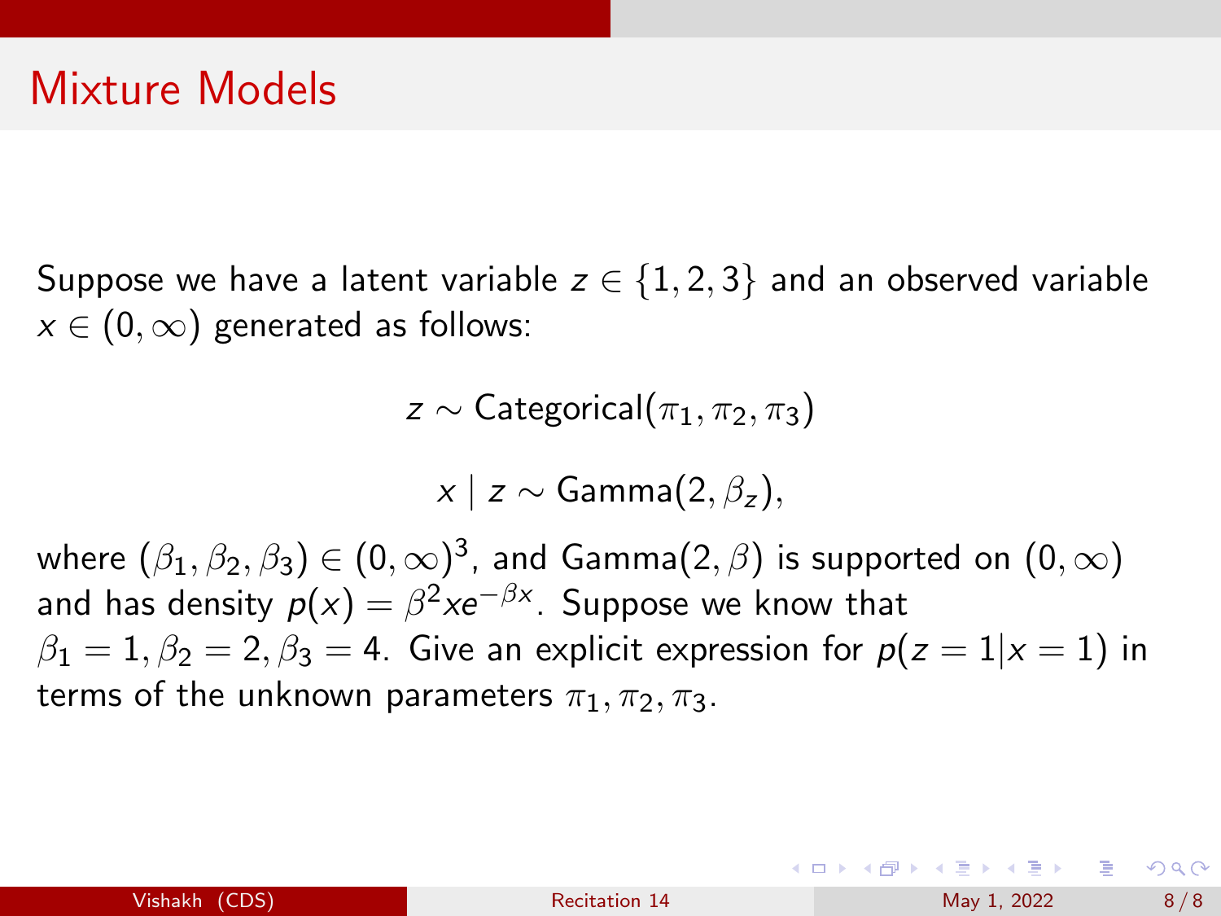# Mixture Models

Suppose we have a latent variable $z \in \{1, 2, 3\}$ and an observed variable $x \in (0, \infty)$ generated as follows:

$$z \sim \text{Categorical}(\pi_1, \pi_2, \pi_3)$$

$$x \mid z \sim \text{Gamma}(2, \beta_z),$$

where $(\beta_1, \beta_2, \beta_3) \in (0, \infty)^3$, and $\text{Gamma}(2, \beta)$ is supported on $(0, \infty)$ and has density $p(x) = \beta^2 x e^{-\beta x}$. Suppose we know that $\beta_1 = 1, \beta_2 = 2, \beta_3 = 4$. Give an explicit expression for $p(z = 1 | x = 1)$ in terms of the unknown parameters $\pi_1, \pi_2, \pi_3$.